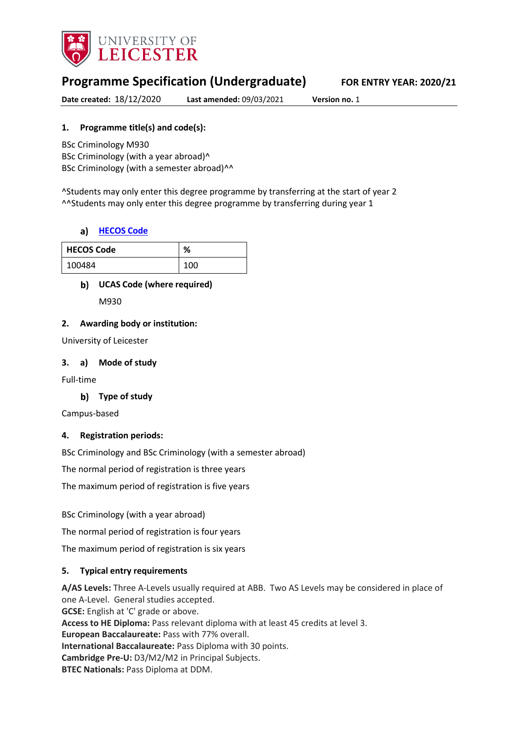UNIVERSITY OF LEICESTER

# Programme Specification (Undergraduate)

**FOR ENTRY YEAR: 2020/21**

**Date created:** 18/12/2020 **Last amended:** 09/03/2021 **Version no.** 1

## 1. Programme title(s) and code(s):

BSc Criminology M930
BSc Criminology (with a year abroad)^
BSc Criminology (with a semester abroad)^^

^Students may only enter this degree programme by transferring at the start of year 2
^^Students may only enter this degree programme by transferring during year 1

### a) HECOS Code

| HECOS Code | % |
|---|---|
| 100484 | 100 |

### b) UCAS Code (where required)

M930

## 2. Awarding body or institution:

University of Leicester

## 3. a) Mode of study

Full-time

### b) Type of study

Campus-based

## 4. Registration periods:

BSc Criminology and BSc Criminology (with a semester abroad)

The normal period of registration is three years

The maximum period of registration is five years

BSc Criminology (with a year abroad)

The normal period of registration is four years

The maximum period of registration is six years

## 5. Typical entry requirements

**A/AS Levels:** Three A-Levels usually required at ABB. Two AS Levels may be considered in place of one A-Level. General studies accepted.
**GCSE:** English at 'C' grade or above.
**Access to HE Diploma:** Pass relevant diploma with at least 45 credits at level 3.
**European Baccalaureate:** Pass with 77% overall.
**International Baccalaureate:** Pass Diploma with 30 points.
**Cambridge Pre-U:** D3/M2/M2 in Principal Subjects.
**BTEC Nationals:** Pass Diploma at DDM.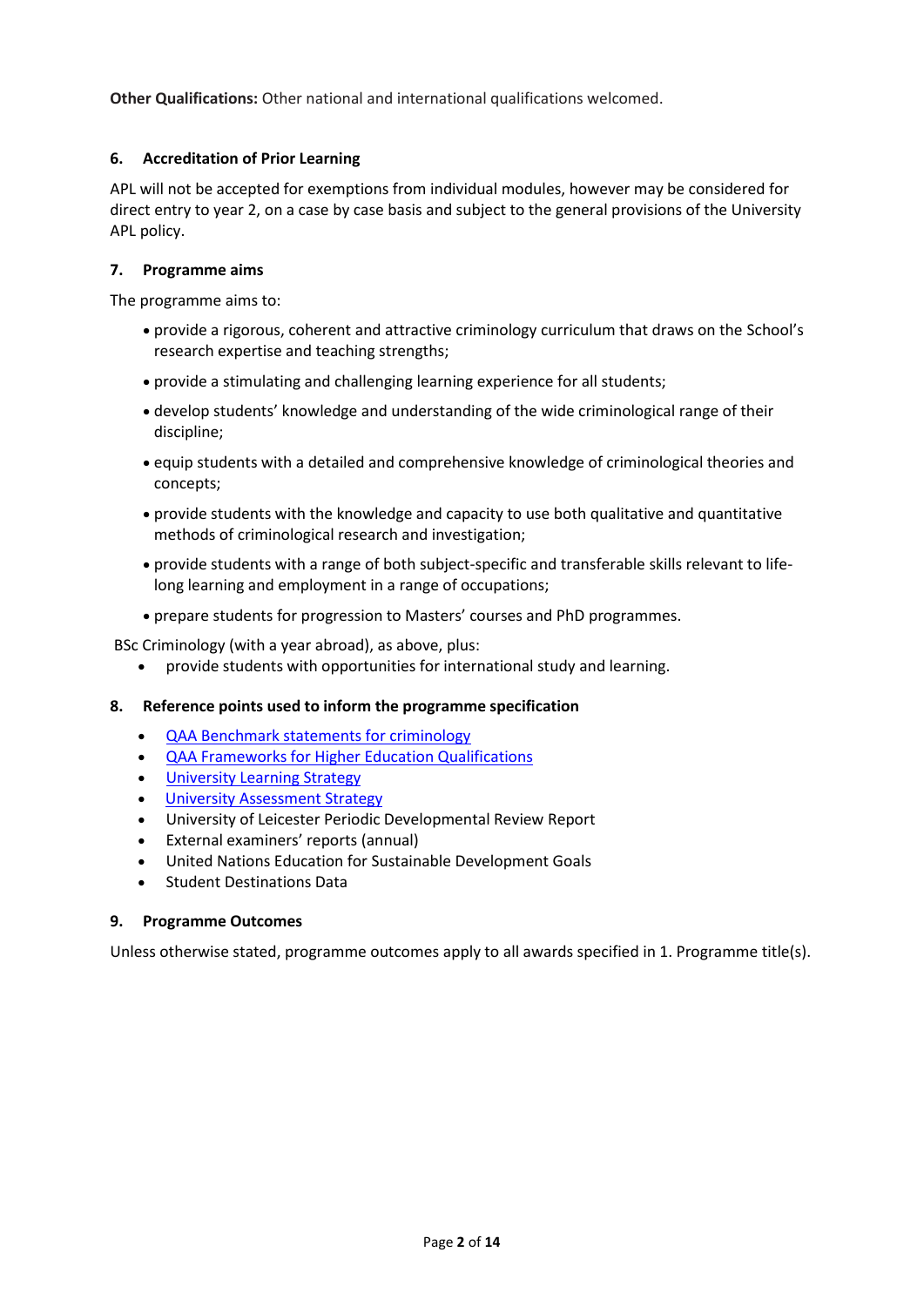**Other Qualifications:** Other national and international qualifications welcomed.

### 6. Accreditation of Prior Learning

APL will not be accepted for exemptions from individual modules, however may be considered for direct entry to year 2, on a case by case basis and subject to the general provisions of the University APL policy.

### 7. Programme aims

The programme aims to:

- provide a rigorous, coherent and attractive criminology curriculum that draws on the School's research expertise and teaching strengths;
- provide a stimulating and challenging learning experience for all students;
- develop students' knowledge and understanding of the wide criminological range of their discipline;
- equip students with a detailed and comprehensive knowledge of criminological theories and concepts;
- provide students with the knowledge and capacity to use both qualitative and quantitative methods of criminological research and investigation;
- provide students with a range of both subject-specific and transferable skills relevant to life-long learning and employment in a range of occupations;
- prepare students for progression to Masters' courses and PhD programmes.

BSc Criminology (with a year abroad), as above, plus:

- provide students with opportunities for international study and learning.

### 8. Reference points used to inform the programme specification

- QAA Benchmark statements for criminology
- QAA Frameworks for Higher Education Qualifications
- University Learning Strategy
- University Assessment Strategy
- University of Leicester Periodic Developmental Review Report
- External examiners' reports (annual)
- United Nations Education for Sustainable Development Goals
- Student Destinations Data

### 9. Programme Outcomes

Unless otherwise stated, programme outcomes apply to all awards specified in 1. Programme title(s).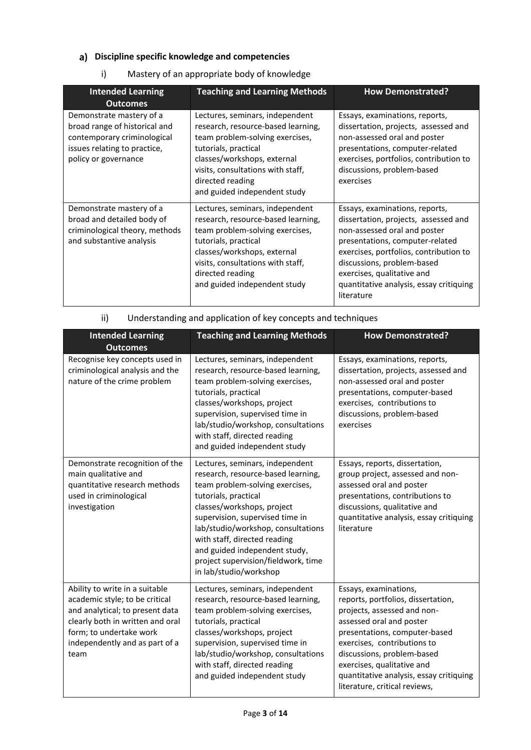## a) Discipline specific knowledge and competencies

### i) Mastery of an appropriate body of knowledge

| Intended Learning Outcomes | Teaching and Learning Methods | How Demonstrated? |
|---|---|---|
| Demonstrate mastery of a broad range of historical and contemporary criminological issues relating to practice, policy or governance | Lectures, seminars, independent research, resource-based learning, team problem-solving exercises, tutorials, practical classes/workshops, external visits, consultations with staff, directed reading and guided independent study | Essays, examinations, reports, dissertation, projects, assessed and non-assessed oral and poster presentations, computer-related exercises, portfolios, contribution to discussions, problem-based exercises |
| Demonstrate mastery of a broad and detailed body of criminological theory, methods and substantive analysis | Lectures, seminars, independent research, resource-based learning, team problem-solving exercises, tutorials, practical classes/workshops, external visits, consultations with staff, directed reading and guided independent study | Essays, examinations, reports, dissertation, projects, assessed and non-assessed oral and poster presentations, computer-related exercises, portfolios, contribution to discussions, problem-based exercises, qualitative and quantitative analysis, essay critiquing literature |

### ii) Understanding and application of key concepts and techniques

| Intended Learning Outcomes | Teaching and Learning Methods | How Demonstrated? |
|---|---|---|
| Recognise key concepts used in criminological analysis and the nature of the crime problem | Lectures, seminars, independent research, resource-based learning, team problem-solving exercises, tutorials, practical classes/workshops, project supervision, supervised time in lab/studio/workshop, consultations with staff, directed reading and guided independent study | Essays, examinations, reports, dissertation, projects, assessed and non-assessed oral and poster presentations, computer-based exercises, contributions to discussions, problem-based exercises |
| Demonstrate recognition of the main qualitative and quantitative research methods used in criminological investigation | Lectures, seminars, independent research, resource-based learning, team problem-solving exercises, tutorials, practical classes/workshops, project supervision, supervised time in lab/studio/workshop, consultations with staff, directed reading and guided independent study, project supervision/fieldwork, time in lab/studio/workshop | Essays, reports, dissertation, group project, assessed and non-assessed oral and poster presentations, contributions to discussions, qualitative and quantitative analysis, essay critiquing literature |
| Ability to write in a suitable academic style; to be critical and analytical; to present data clearly both in written and oral form; to undertake work independently and as part of a team | Lectures, seminars, independent research, resource-based learning, team problem-solving exercises, tutorials, practical classes/workshops, project supervision, supervised time in lab/studio/workshop, consultations with staff, directed reading and guided independent study | Essays, examinations, reports, portfolios, dissertation, projects, assessed and non-assessed oral and poster presentations, computer-based exercises, contributions to discussions, problem-based exercises, qualitative and quantitative analysis, essay critiquing literature, critical reviews, |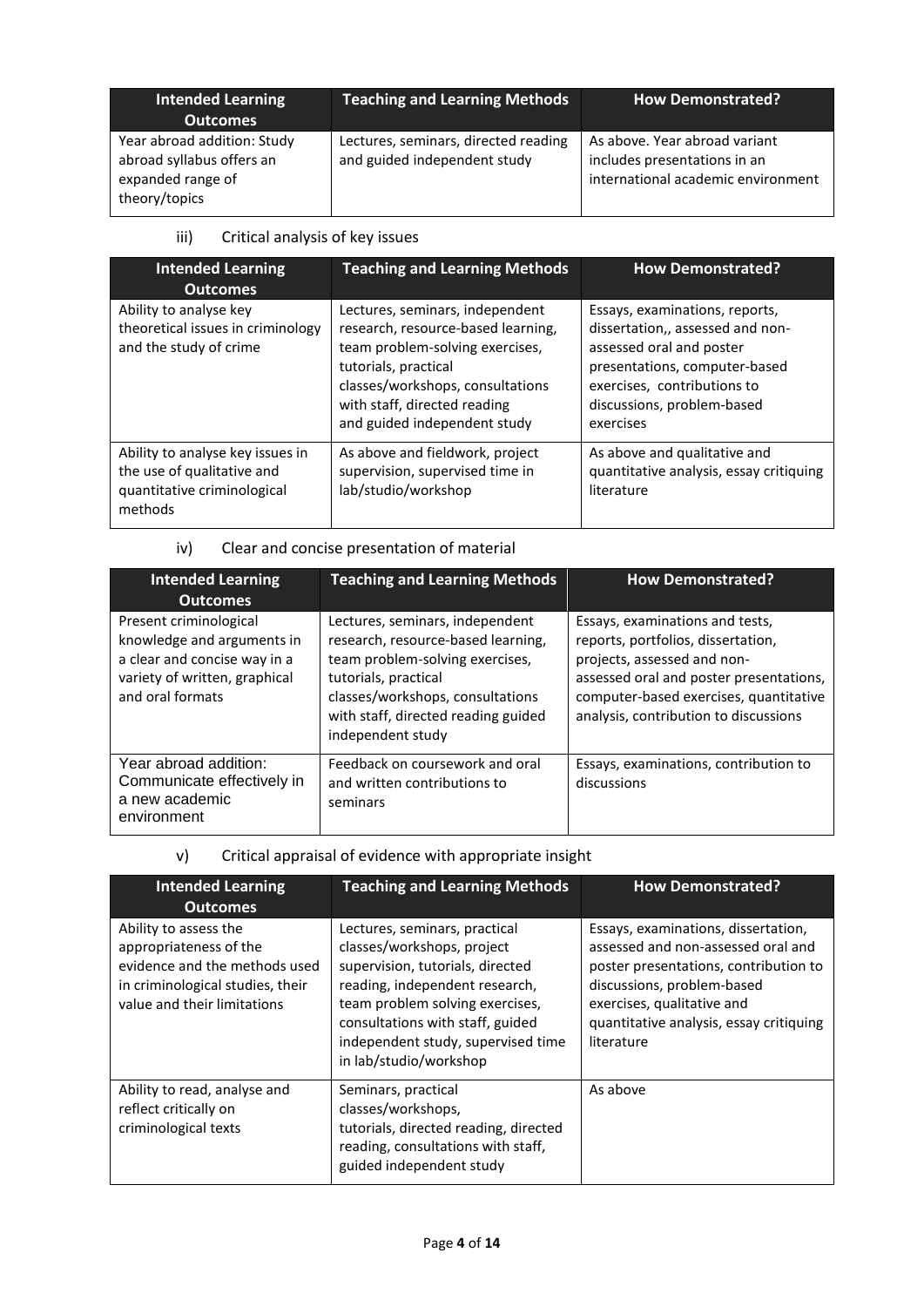| Intended Learning Outcomes | Teaching and Learning Methods | How Demonstrated? |
|---|---|---|
| Year abroad addition: Study abroad syllabus offers an expanded range of theory/topics | Lectures, seminars, directed reading and guided independent study | As above. Year abroad variant includes presentations in an international academic environment |

iii) Critical analysis of key issues

| Intended Learning Outcomes | Teaching and Learning Methods | How Demonstrated? |
|---|---|---|
| Ability to analyse key theoretical issues in criminology and the study of crime | Lectures, seminars, independent research, resource-based learning, team problem-solving exercises, tutorials, practical classes/workshops, consultations with staff, directed reading and guided independent study | Essays, examinations, reports, dissertation,, assessed and non-assessed oral and poster presentations, computer-based exercises, contributions to discussions, problem-based exercises |
| Ability to analyse key issues in the use of qualitative and quantitative criminological methods | As above and fieldwork, project supervision, supervised time in lab/studio/workshop | As above and qualitative and quantitative analysis, essay critiquing literature |

iv) Clear and concise presentation of material

| Intended Learning Outcomes | Teaching and Learning Methods | How Demonstrated? |
|---|---|---|
| Present criminological knowledge and arguments in a clear and concise way in a variety of written, graphical and oral formats | Lectures, seminars, independent research, resource-based learning, team problem-solving exercises, tutorials, practical classes/workshops, consultations with staff, directed reading guided independent study | Essays, examinations and tests, reports, portfolios, dissertation, projects, assessed and non-assessed oral and poster presentations, computer-based exercises, quantitative analysis, contribution to discussions |
| Year abroad addition: Communicate effectively in a new academic environment | Feedback on coursework and oral and written contributions to seminars | Essays, examinations, contribution to discussions |

v) Critical appraisal of evidence with appropriate insight

| Intended Learning Outcomes | Teaching and Learning Methods | How Demonstrated? |
|---|---|---|
| Ability to assess the appropriateness of the evidence and the methods used in criminological studies, their value and their limitations | Lectures, seminars, practical classes/workshops, project supervision, tutorials, directed reading, independent research, team problem solving exercises, consultations with staff, guided independent study, supervised time in lab/studio/workshop | Essays, examinations, dissertation, assessed and non-assessed oral and poster presentations, contribution to discussions, problem-based exercises, qualitative and quantitative analysis, essay critiquing literature |
| Ability to read, analyse and reflect critically on criminological texts | Seminars, practical classes/workshops, tutorials, directed reading, directed reading, consultations with staff, guided independent study | As above |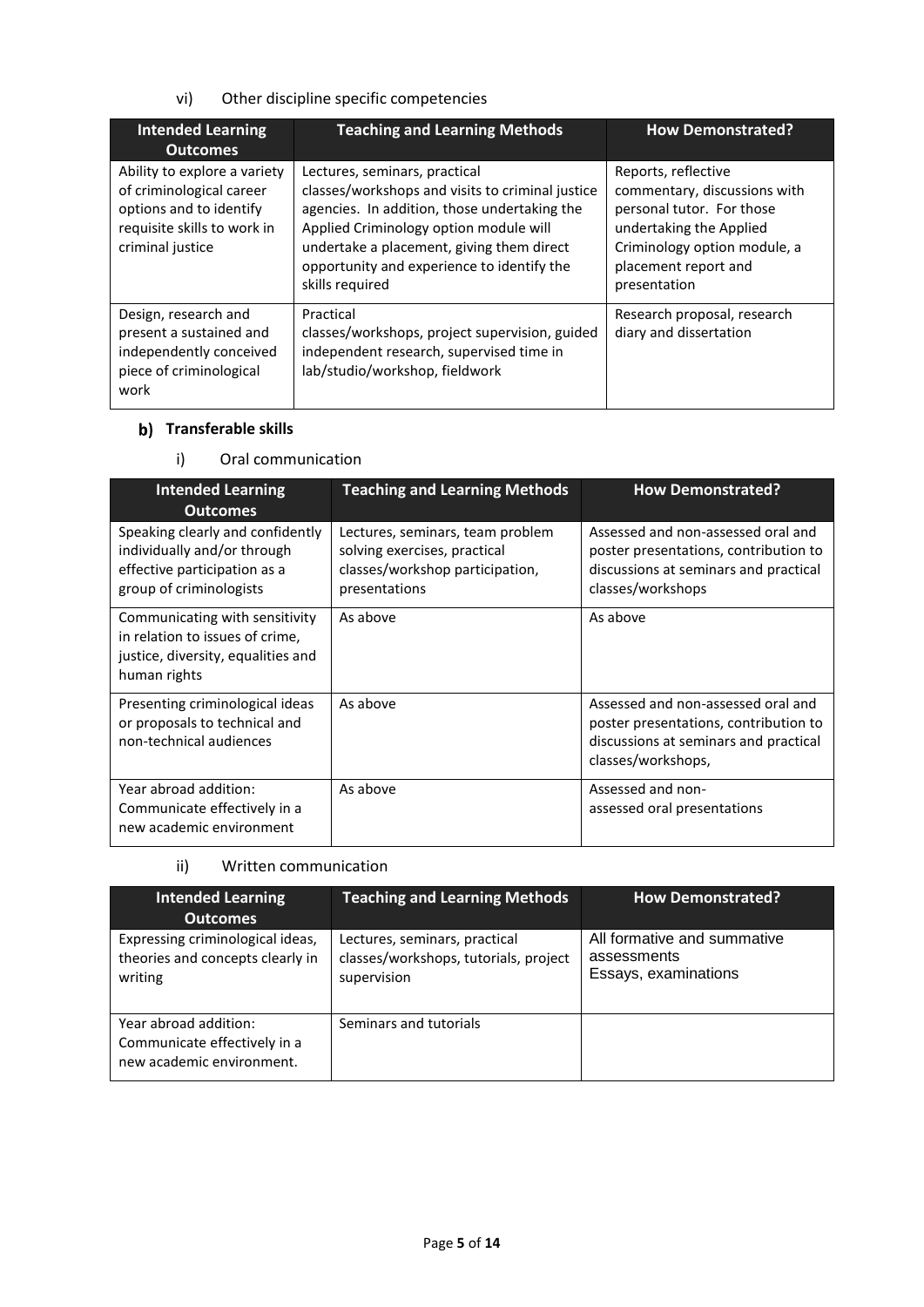vi) Other discipline specific competencies

| Intended Learning Outcomes | Teaching and Learning Methods | How Demonstrated? |
|---|---|---|
| Ability to explore a variety of criminological career options and to identify requisite skills to work in criminal justice | Lectures, seminars, practical classes/workshops and visits to criminal justice agencies. In addition, those undertaking the Applied Criminology option module will undertake a placement, giving them direct opportunity and experience to identify the skills required | Reports, reflective commentary, discussions with personal tutor. For those undertaking the Applied Criminology option module, a placement report and presentation |
| Design, research and present a sustained and independently conceived piece of criminological work | Practical classes/workshops, project supervision, guided independent research, supervised time in lab/studio/workshop, fieldwork | Research proposal, research diary and dissertation |

## b) Transferable skills

i) Oral communication

| Intended Learning Outcomes | Teaching and Learning Methods | How Demonstrated? |
|---|---|---|
| Speaking clearly and confidently individually and/or through effective participation as a group of criminologists | Lectures, seminars, team problem solving exercises, practical classes/workshop participation, presentations | Assessed and non-assessed oral and poster presentations, contribution to discussions at seminars and practical classes/workshops |
| Communicating with sensitivity in relation to issues of crime, justice, diversity, equalities and human rights | As above | As above |
| Presenting criminological ideas or proposals to technical and non-technical audiences | As above | Assessed and non-assessed oral and poster presentations, contribution to discussions at seminars and practical classes/workshops, |
| Year abroad addition: Communicate effectively in a new academic environment | As above | Assessed and non-assessed oral presentations |

ii) Written communication

| Intended Learning Outcomes | Teaching and Learning Methods | How Demonstrated? |
|---|---|---|
| Expressing criminological ideas, theories and concepts clearly in writing | Lectures, seminars, practical classes/workshops, tutorials, project supervision | All formative and summative assessments Essays, examinations |
| Year abroad addition: Communicate effectively in a new academic environment. | Seminars and tutorials | |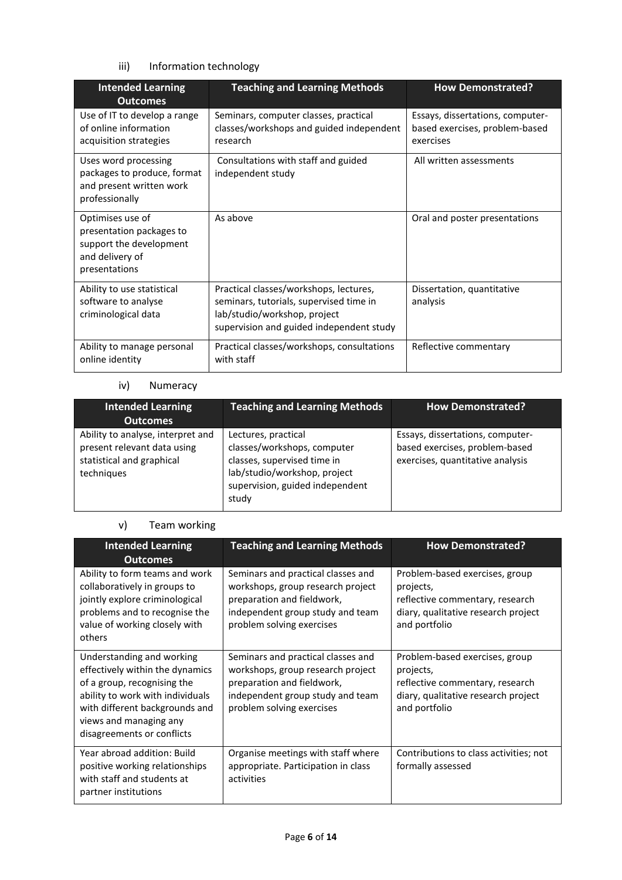### iii) Information technology

| Intended Learning Outcomes | Teaching and Learning Methods | How Demonstrated? |
|---|---|---|
| Use of IT to develop a range of online information acquisition strategies | Seminars, computer classes, practical classes/workshops and guided independent research | Essays, dissertations, computer-based exercises, problem-based exercises |
| Uses word processing packages to produce, format and present written work professionally | Consultations with staff and guided independent study | All written assessments |
| Optimises use of presentation packages to support the development and delivery of presentations | As above | Oral and poster presentations |
| Ability to use statistical software to analyse criminological data | Practical classes/workshops, lectures, seminars, tutorials, supervised time in lab/studio/workshop, project supervision and guided independent study | Dissertation, quantitative analysis |
| Ability to manage personal online identity | Practical classes/workshops, consultations with staff | Reflective commentary |

### iv) Numeracy

| Intended Learning Outcomes | Teaching and Learning Methods | How Demonstrated? |
|---|---|---|
| Ability to analyse, interpret and present relevant data using statistical and graphical techniques | Lectures, practical classes/workshops, computer classes, supervised time in lab/studio/workshop, project supervision, guided independent study | Essays, dissertations, computer-based exercises, problem-based exercises, quantitative analysis |

### v) Team working

| Intended Learning Outcomes | Teaching and Learning Methods | How Demonstrated? |
|---|---|---|
| Ability to form teams and work collaboratively in groups to jointly explore criminological problems and to recognise the value of working closely with others | Seminars and practical classes and workshops, group research project preparation and fieldwork, independent group study and team problem solving exercises | Problem-based exercises, group projects, reflective commentary, research diary, qualitative research project and portfolio |
| Understanding and working effectively within the dynamics of a group, recognising the ability to work with individuals with different backgrounds and views and managing any disagreements or conflicts | Seminars and practical classes and workshops, group research project preparation and fieldwork, independent group study and team problem solving exercises | Problem-based exercises, group projects, reflective commentary, research diary, qualitative research project and portfolio |
| Year abroad addition: Build positive working relationships with staff and students at partner institutions | Organise meetings with staff where appropriate. Participation in class activities | Contributions to class activities; not formally assessed |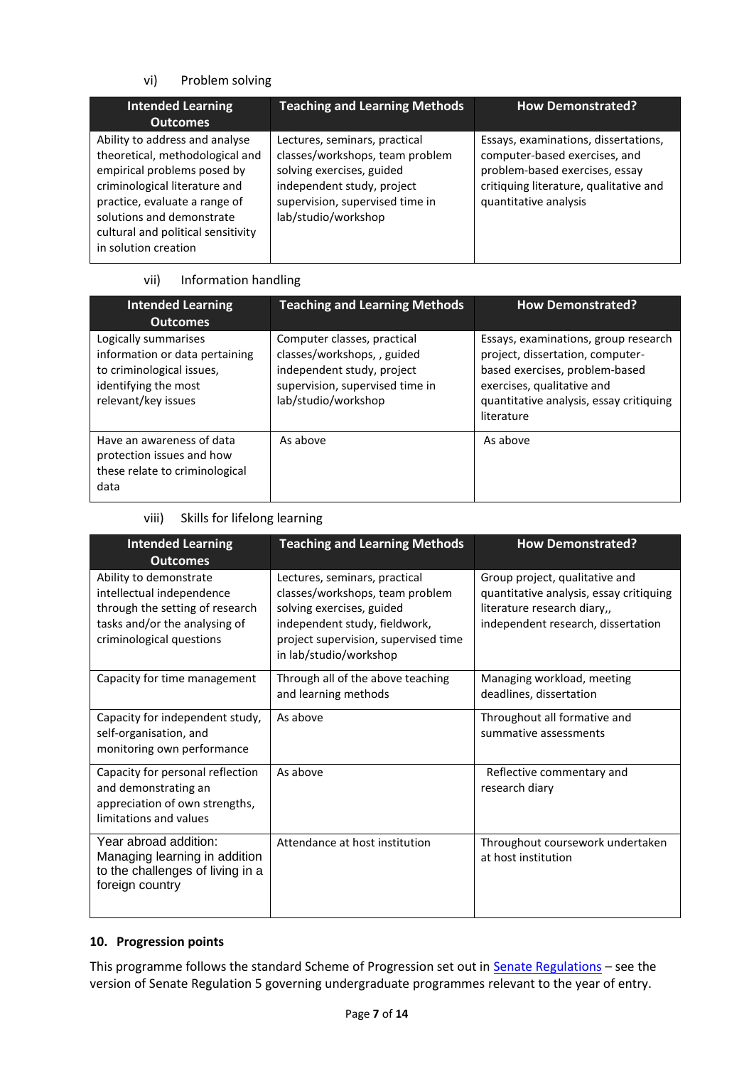vi) Problem solving

| Intended Learning Outcomes | Teaching and Learning Methods | How Demonstrated? |
|---|---|---|
| Ability to address and analyse theoretical, methodological and empirical problems posed by criminological literature and practice, evaluate a range of solutions and demonstrate cultural and political sensitivity in solution creation | Lectures, seminars, practical classes/workshops, team problem solving exercises, guided independent study, project supervision, supervised time in lab/studio/workshop | Essays, examinations, dissertations, computer-based exercises, and problem-based exercises, essay critiquing literature, qualitative and quantitative analysis |

vii) Information handling

| Intended Learning Outcomes | Teaching and Learning Methods | How Demonstrated? |
|---|---|---|
| Logically summarises information or data pertaining to criminological issues, identifying the most relevant/key issues | Computer classes, practical classes/workshops, , guided independent study, project supervision, supervised time in lab/studio/workshop | Essays, examinations, group research project, dissertation, computer-based exercises, problem-based exercises, qualitative and quantitative analysis, essay critiquing literature |
| Have an awareness of data protection issues and how these relate to criminological data | As above | As above |

viii) Skills for lifelong learning

| Intended Learning Outcomes | Teaching and Learning Methods | How Demonstrated? |
|---|---|---|
| Ability to demonstrate intellectual independence through the setting of research tasks and/or the analysing of criminological questions | Lectures, seminars, practical classes/workshops, team problem solving exercises, guided independent study, fieldwork, project supervision, supervised time in lab/studio/workshop | Group project, qualitative and quantitative analysis, essay critiquing literature research diary,, independent research, dissertation |
| Capacity for time management | Through all of the above teaching and learning methods | Managing workload, meeting deadlines, dissertation |
| Capacity for independent study, self-organisation, and monitoring own performance | As above | Throughout all formative and summative assessments |
| Capacity for personal reflection and demonstrating an appreciation of own strengths, limitations and values | As above | Reflective commentary and research diary |
| Year abroad addition: Managing learning in addition to the challenges of living in a foreign country | Attendance at host institution | Throughout coursework undertaken at host institution |

## 10. Progression points

This programme follows the standard Scheme of Progression set out in Senate Regulations – see the version of Senate Regulation 5 governing undergraduate programmes relevant to the year of entry.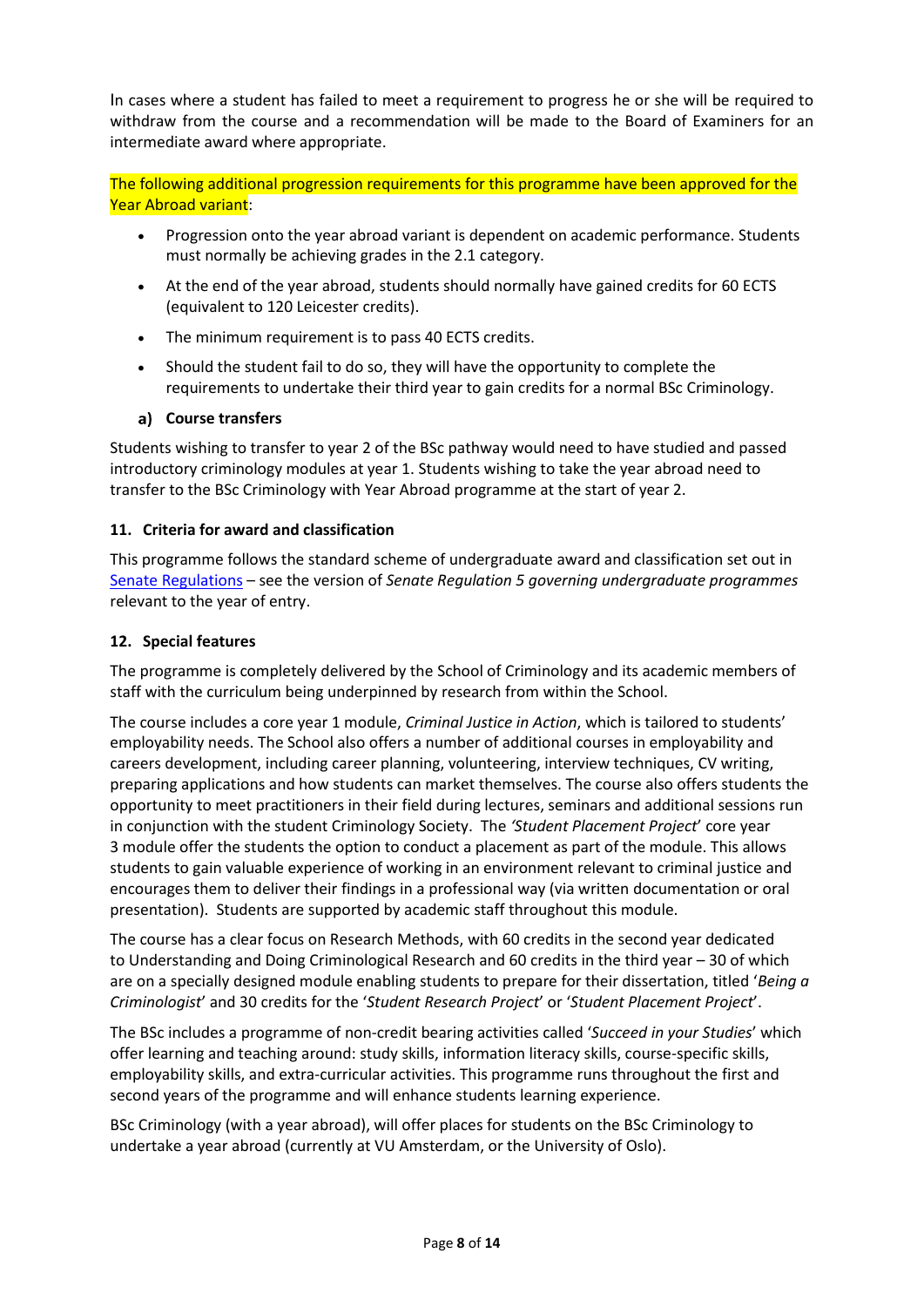In cases where a student has failed to meet a requirement to progress he or she will be required to withdraw from the course and a recommendation will be made to the Board of Examiners for an intermediate award where appropriate.

The following additional progression requirements for this programme have been approved for the Year Abroad variant:

- Progression onto the year abroad variant is dependent on academic performance. Students must normally be achieving grades in the 2.1 category.
- At the end of the year abroad, students should normally have gained credits for 60 ECTS (equivalent to 120 Leicester credits).
- The minimum requirement is to pass 40 ECTS credits.
- Should the student fail to do so, they will have the opportunity to complete the requirements to undertake their third year to gain credits for a normal BSc Criminology.

**a) Course transfers**

Students wishing to transfer to year 2 of the BSc pathway would need to have studied and passed introductory criminology modules at year 1. Students wishing to take the year abroad need to transfer to the BSc Criminology with Year Abroad programme at the start of year 2.

### 11. Criteria for award and classification

This programme follows the standard scheme of undergraduate award and classification set out in Senate Regulations – see the version of *Senate Regulation 5 governing undergraduate programmes* relevant to the year of entry.

### 12. Special features

The programme is completely delivered by the School of Criminology and its academic members of staff with the curriculum being underpinned by research from within the School.

The course includes a core year 1 module, *Criminal Justice in Action*, which is tailored to students' employability needs. The School also offers a number of additional courses in employability and careers development, including career planning, volunteering, interview techniques, CV writing, preparing applications and how students can market themselves. The course also offers students the opportunity to meet practitioners in their field during lectures, seminars and additional sessions run in conjunction with the student Criminology Society. The *'Student Placement Project*' core year 3 module offer the students the option to conduct a placement as part of the module. This allows students to gain valuable experience of working in an environment relevant to criminal justice and encourages them to deliver their findings in a professional way (via written documentation or oral presentation). Students are supported by academic staff throughout this module.

The course has a clear focus on Research Methods, with 60 credits in the second year dedicated to Understanding and Doing Criminological Research and 60 credits in the third year – 30 of which are on a specially designed module enabling students to prepare for their dissertation, titled '*Being a Criminologist*' and 30 credits for the '*Student Research Project*' or '*Student Placement Project*'.

The BSc includes a programme of non-credit bearing activities called '*Succeed in your Studies*' which offer learning and teaching around: study skills, information literacy skills, course-specific skills, employability skills, and extra-curricular activities. This programme runs throughout the first and second years of the programme and will enhance students learning experience.

BSc Criminology (with a year abroad), will offer places for students on the BSc Criminology to undertake a year abroad (currently at VU Amsterdam, or the University of Oslo).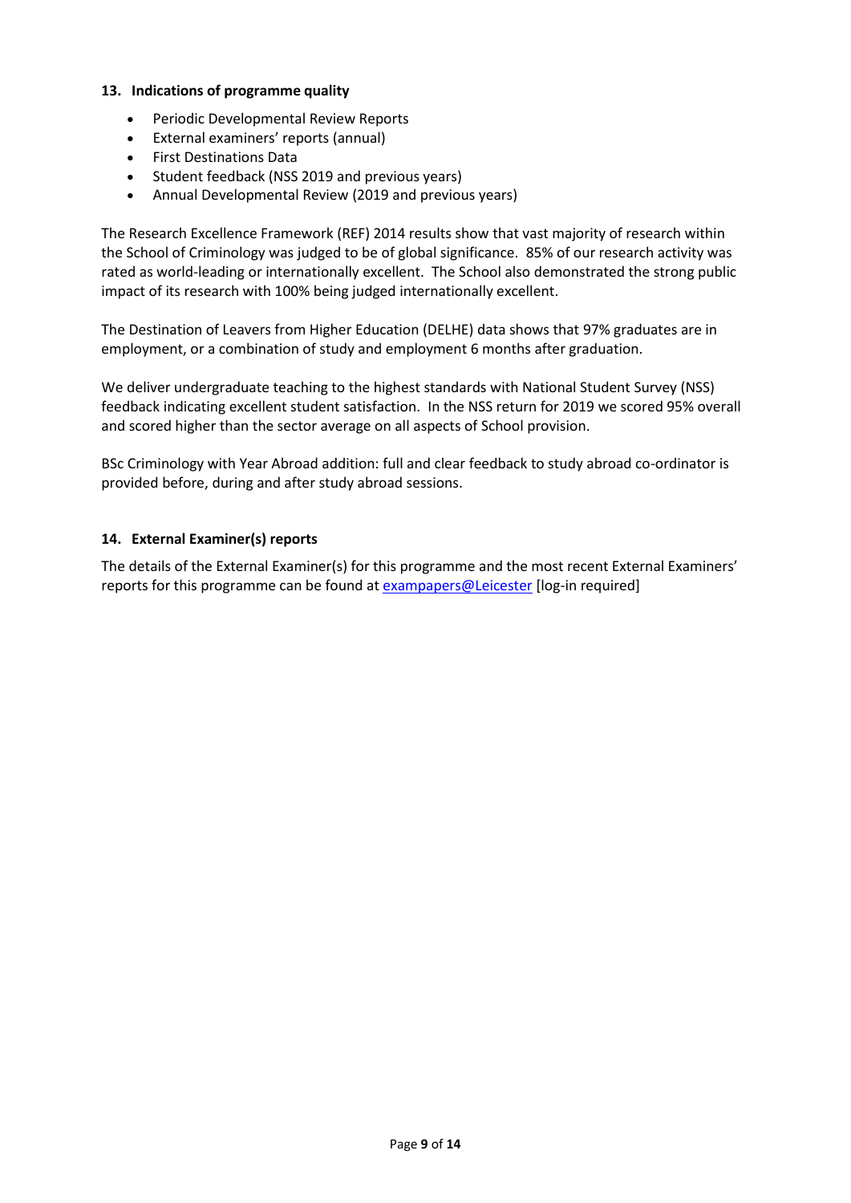## 13. Indications of programme quality

- Periodic Developmental Review Reports
- External examiners' reports (annual)
- First Destinations Data
- Student feedback (NSS 2019 and previous years)
- Annual Developmental Review (2019 and previous years)

The Research Excellence Framework (REF) 2014 results show that vast majority of research within the School of Criminology was judged to be of global significance. 85% of our research activity was rated as world-leading or internationally excellent. The School also demonstrated the strong public impact of its research with 100% being judged internationally excellent.

The Destination of Leavers from Higher Education (DELHE) data shows that 97% graduates are in employment, or a combination of study and employment 6 months after graduation.

We deliver undergraduate teaching to the highest standards with National Student Survey (NSS) feedback indicating excellent student satisfaction. In the NSS return for 2019 we scored 95% overall and scored higher than the sector average on all aspects of School provision.

BSc Criminology with Year Abroad addition: full and clear feedback to study abroad co-ordinator is provided before, during and after study abroad sessions.

## 14. External Examiner(s) reports

The details of the External Examiner(s) for this programme and the most recent External Examiners' reports for this programme can be found at exampapers@Leicester [log-in required]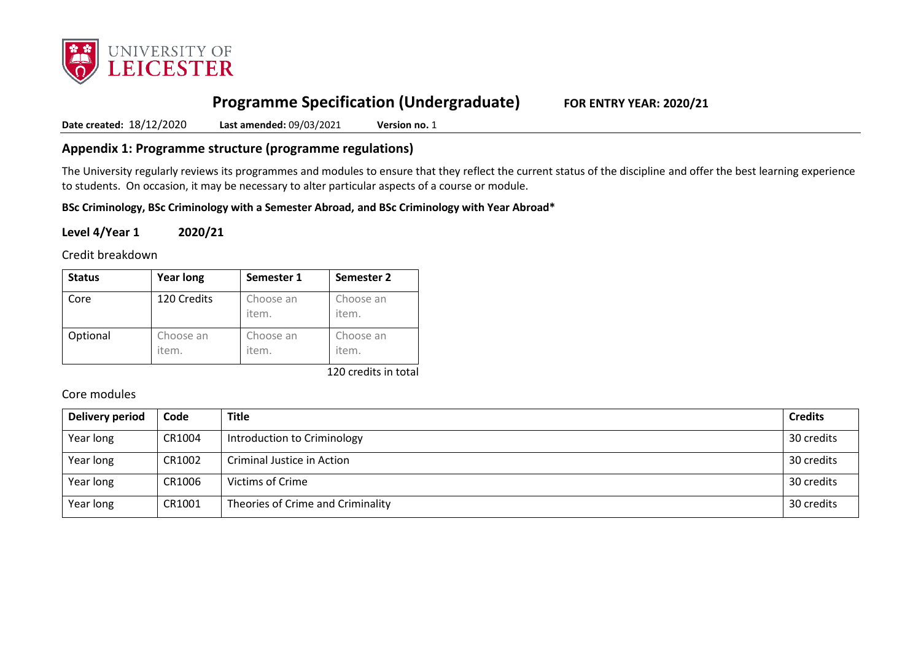# Programme Specification (Undergraduate) FOR ENTRY YEAR: 2020/21

**Date created:** 18/12/2020 **Last amended:** 09/03/2021 **Version no.** 1

## Appendix 1: Programme structure (programme regulations)

The University regularly reviews its programmes and modules to ensure that they reflect the current status of the discipline and offer the best learning experience to students. On occasion, it may be necessary to alter particular aspects of a course or module.

**BSc Criminology, BSc Criminology with a Semester Abroad, and BSc Criminology with Year Abroad***

### Level 4/Year 1 2020/21

Credit breakdown

| Status | Year long | Semester 1 | Semester 2 |
|---|---|---|---|
| Core | 120 Credits | Choose an item. | Choose an item. |
| Optional | Choose an item. | Choose an item. | Choose an item. |

120 credits in total

Core modules

| Delivery period | Code | Title | Credits |
|---|---|---|---|
| Year long | CR1004 | Introduction to Criminology | 30 credits |
| Year long | CR1002 | Criminal Justice in Action | 30 credits |
| Year long | CR1006 | Victims of Crime | 30 credits |
| Year long | CR1001 | Theories of Crime and Criminality | 30 credits |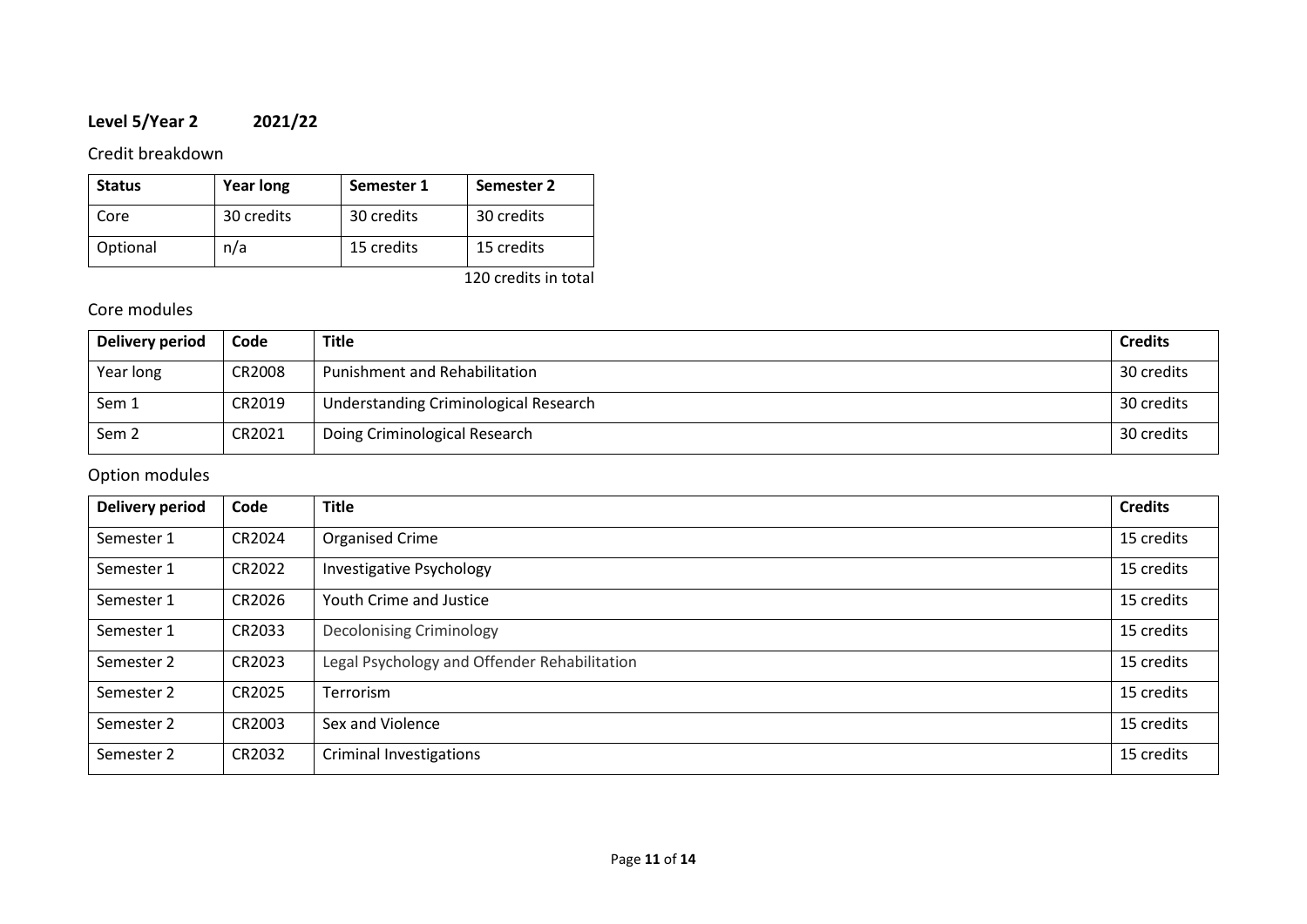## Level 5/Year 2 2021/22

### Credit breakdown

| Status | Year long | Semester 1 | Semester 2 |
|---|---|---|---|
| Core | 30 credits | 30 credits | 30 credits |
| Optional | n/a | 15 credits | 15 credits |

120 credits in total

### Core modules

| Delivery period | Code | Title | Credits |
|---|---|---|---|
| Year long | CR2008 | Punishment and Rehabilitation | 30 credits |
| Sem 1 | CR2019 | Understanding Criminological Research | 30 credits |
| Sem 2 | CR2021 | Doing Criminological Research | 30 credits |

### Option modules

| Delivery period | Code | Title | Credits |
|---|---|---|---|
| Semester 1 | CR2024 | Organised Crime | 15 credits |
| Semester 1 | CR2022 | Investigative Psychology | 15 credits |
| Semester 1 | CR2026 | Youth Crime and Justice | 15 credits |
| Semester 1 | CR2033 | Decolonising Criminology | 15 credits |
| Semester 2 | CR2023 | Legal Psychology and Offender Rehabilitation | 15 credits |
| Semester 2 | CR2025 | Terrorism | 15 credits |
| Semester 2 | CR2003 | Sex and Violence | 15 credits |
| Semester 2 | CR2032 | Criminal Investigations | 15 credits |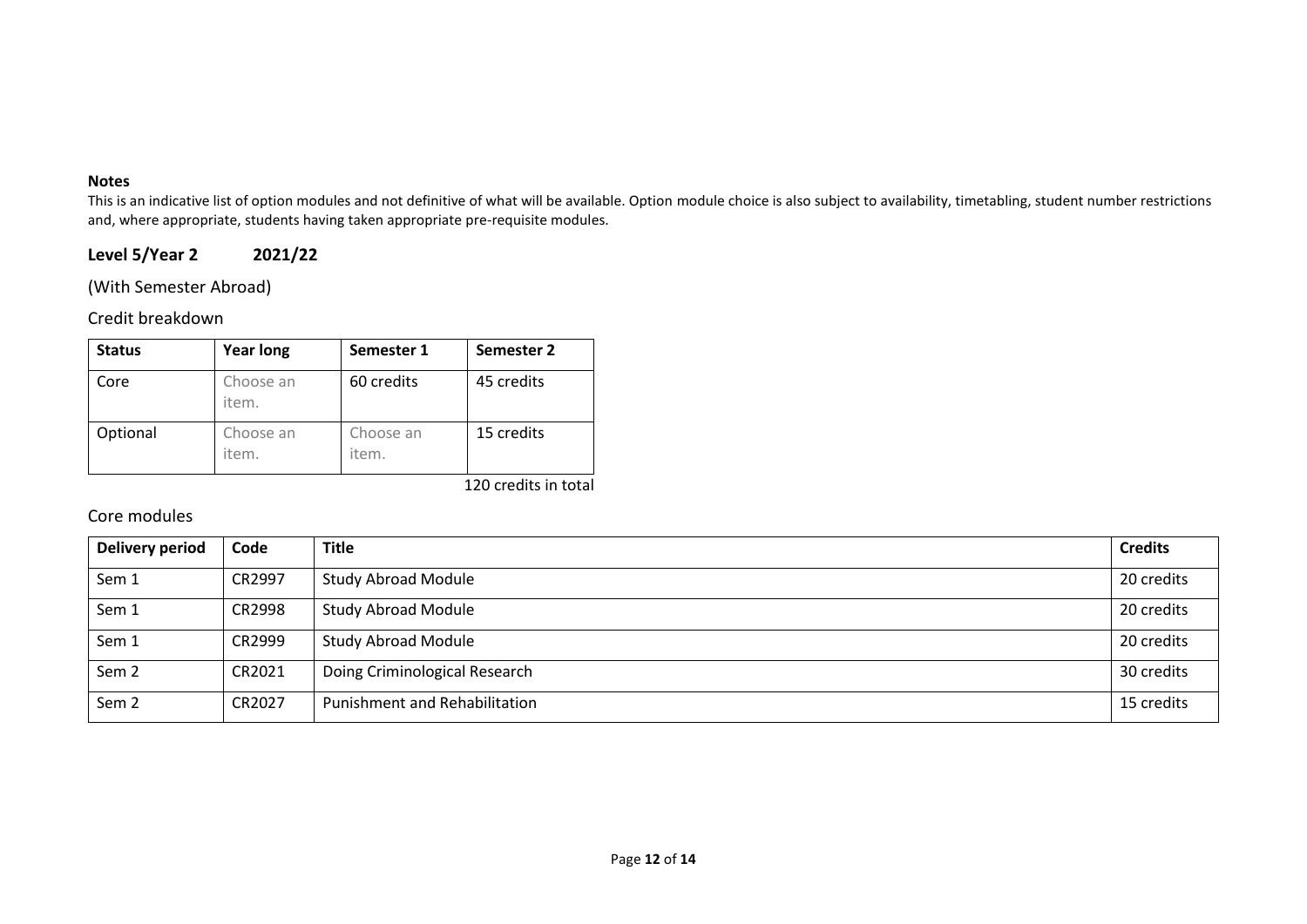**Notes**

This is an indicative list of option modules and not definitive of what will be available. Option module choice is also subject to availability, timetabling, student number restrictions and, where appropriate, students having taken appropriate pre-requisite modules.

## Level 5/Year 2 2021/22

(With Semester Abroad)

### Credit breakdown

| Status | Year long | Semester 1 | Semester 2 |
|---|---|---|---|
| Core | Choose an item. | 60 credits | 45 credits |
| Optional | Choose an item. | Choose an item. | 15 credits |

120 credits in total

### Core modules

| Delivery period | Code | Title | Credits |
|---|---|---|---|
| Sem 1 | CR2997 | Study Abroad Module | 20 credits |
| Sem 1 | CR2998 | Study Abroad Module | 20 credits |
| Sem 1 | CR2999 | Study Abroad Module | 20 credits |
| Sem 2 | CR2021 | Doing Criminological Research | 30 credits |
| Sem 2 | CR2027 | Punishment and Rehabilitation | 15 credits |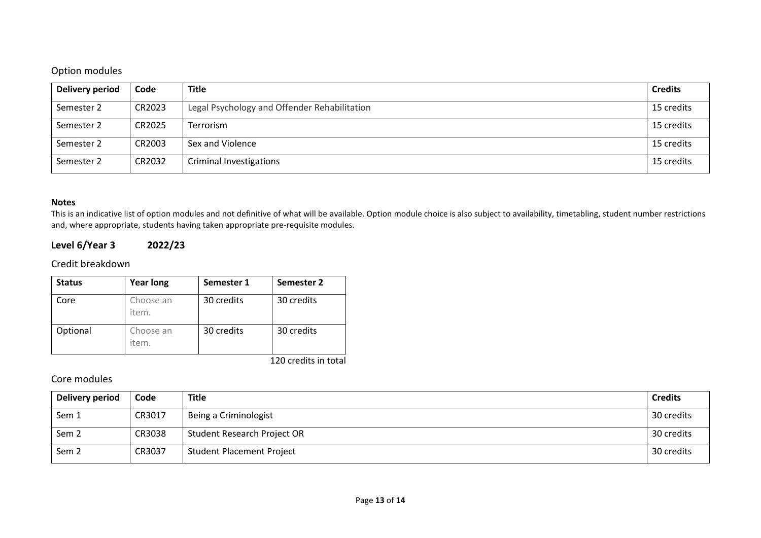### Option modules

| Delivery period | Code | Title | Credits |
|---|---|---|---|
| Semester 2 | CR2023 | Legal Psychology and Offender Rehabilitation | 15 credits |
| Semester 2 | CR2025 | Terrorism | 15 credits |
| Semester 2 | CR2003 | Sex and Violence | 15 credits |
| Semester 2 | CR2032 | Criminal Investigations | 15 credits |

**Notes**

This is an indicative list of option modules and not definitive of what will be available. Option module choice is also subject to availability, timetabling, student number restrictions and, where appropriate, students having taken appropriate pre-requisite modules.

## Level 6/Year 3 2022/23

### Credit breakdown

| Status | Year long | Semester 1 | Semester 2 |
|---|---|---|---|
| Core | Choose an item. | 30 credits | 30 credits |
| Optional | Choose an item. | 30 credits | 30 credits |

120 credits in total

### Core modules

| Delivery period | Code | Title | Credits |
|---|---|---|---|
| Sem 1 | CR3017 | Being a Criminologist | 30 credits |
| Sem 2 | CR3038 | Student Research Project OR | 30 credits |
| Sem 2 | CR3037 | Student Placement Project | 30 credits |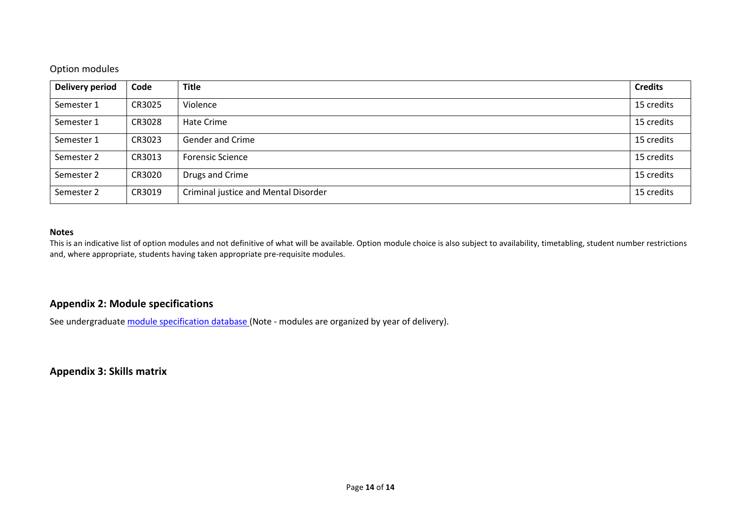Option modules

| Delivery period | Code | Title | Credits |
| --- | --- | --- | --- |
| Semester 1 | CR3025 | Violence | 15 credits |
| Semester 1 | CR3028 | Hate Crime | 15 credits |
| Semester 1 | CR3023 | Gender and Crime | 15 credits |
| Semester 2 | CR3013 | Forensic Science | 15 credits |
| Semester 2 | CR3020 | Drugs and Crime | 15 credits |
| Semester 2 | CR3019 | Criminal justice and Mental Disorder | 15 credits |

**Notes**

This is an indicative list of option modules and not definitive of what will be available. Option module choice is also subject to availability, timetabling, student number restrictions and, where appropriate, students having taken appropriate pre-requisite modules.

## Appendix 2: Module specifications

See undergraduate module specification database (Note - modules are organized by year of delivery).

## Appendix 3: Skills matrix